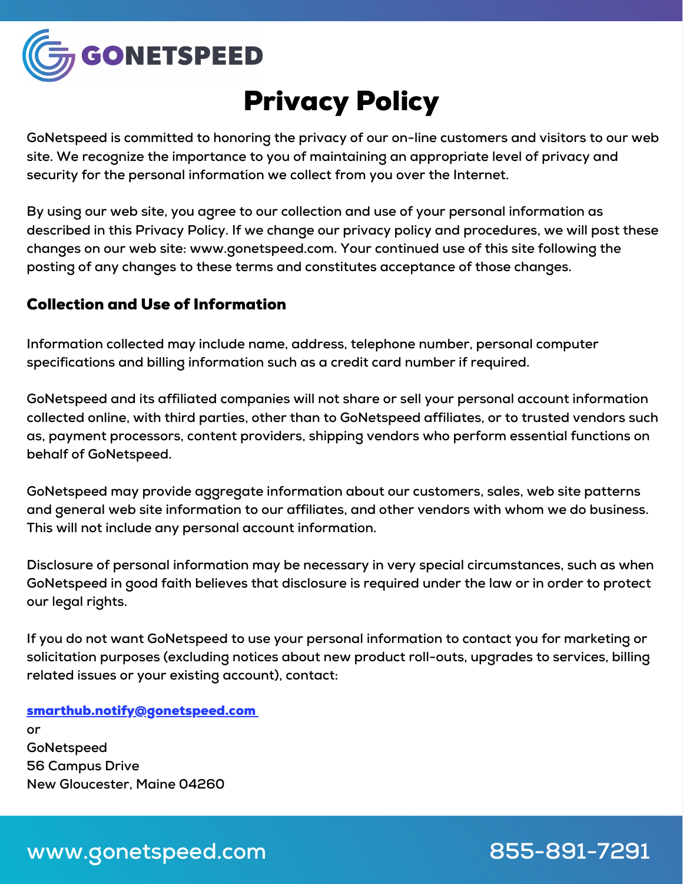# Privacy Policy

GoNetspeed is committed to honoring the privacy of our on-line customers and visitors to our web site. We recognize the importance to you of maintaining an appropriate level of privacy and security for the personal information we collect from you over the Internet.

By using our web site, you agree to our collection and use of your personal information as described in this Privacy Policy. If we change our privacy policy and procedures, we will post these changes on our web site: www.gonetspeed.com. Your continued use of this site following the posting of any changes to these terms and constitutes acceptance of those changes.

## Collection and Use of Information

Information collected may include name, address, telephone number, personal computer specifications and billing information such as a credit card number if required.

GoNetspeed and its affiliated companies will not share or sell your personal account information collected online, with third parties, other than to GoNetspeed affiliates, or to trusted vendors such as, payment processors, content providers, shipping vendors who perform essential functions on behalf of GoNetspeed.

GoNetspeed may provide aggregate information about our customers, sales, web site patterns and general web site information to our affiliates, and other vendors with whom we do business. This will not include any personal account information.

Disclosure of personal information may be necessary in very special circumstances, such as when GoNetspeed in good faith believes that disclosure is required under the law or in order to protect our legal rights.

If you do not want GoNetspeed to use your personal information to contact you for marketing or solicitation purposes (excluding notices about new product roll-outs, upgrades to services, billing related issues or your existing account), contact:

smarthub.notify@gonetspeed.com
or
GoNetspeed
56 Campus Drive
New Gloucester, Maine 04260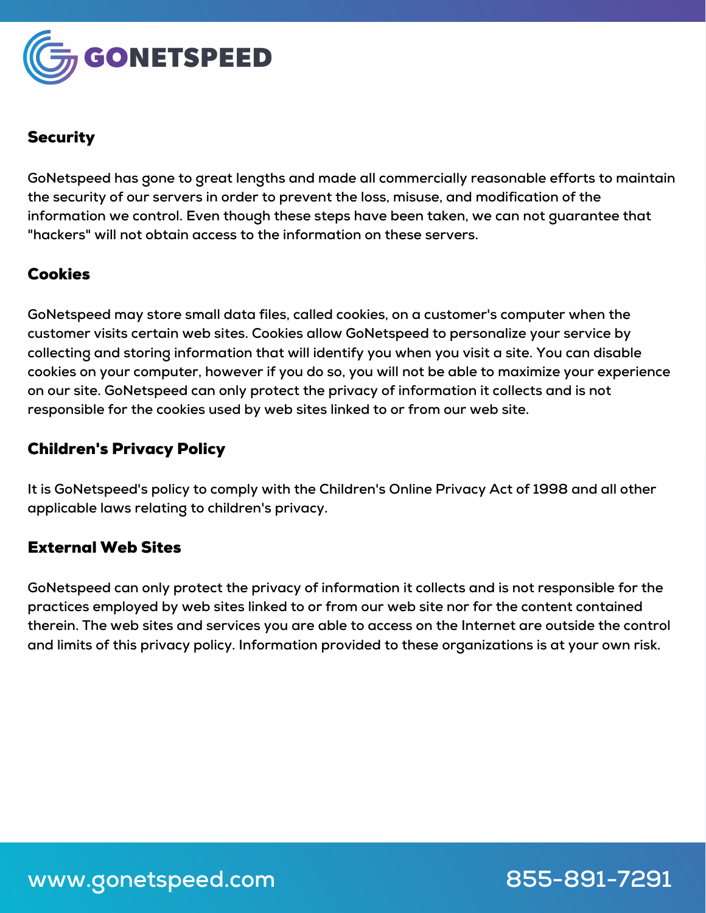## Security

GoNetspeed has gone to great lengths and made all commercially reasonable efforts to maintain the security of our servers in order to prevent the loss, misuse, and modification of the information we control. Even though these steps have been taken, we can not guarantee that "hackers" will not obtain access to the information on these servers.

## Cookies

GoNetspeed may store small data files, called cookies, on a customer's computer when the customer visits certain web sites. Cookies allow GoNetspeed to personalize your service by collecting and storing information that will identify you when you visit a site. You can disable cookies on your computer, however if you do so, you will not be able to maximize your experience on our site. GoNetspeed can only protect the privacy of information it collects and is not responsible for the cookies used by web sites linked to or from our web site.

## Children's Privacy Policy

It is GoNetspeed's policy to comply with the Children's Online Privacy Act of 1998 and all other applicable laws relating to children's privacy.

## External Web Sites

GoNetspeed can only protect the privacy of information it collects and is not responsible for the practices employed by web sites linked to or from our web site nor for the content contained therein. The web sites and services you are able to access on the Internet are outside the control and limits of this privacy policy. Information provided to these organizations is at your own risk.